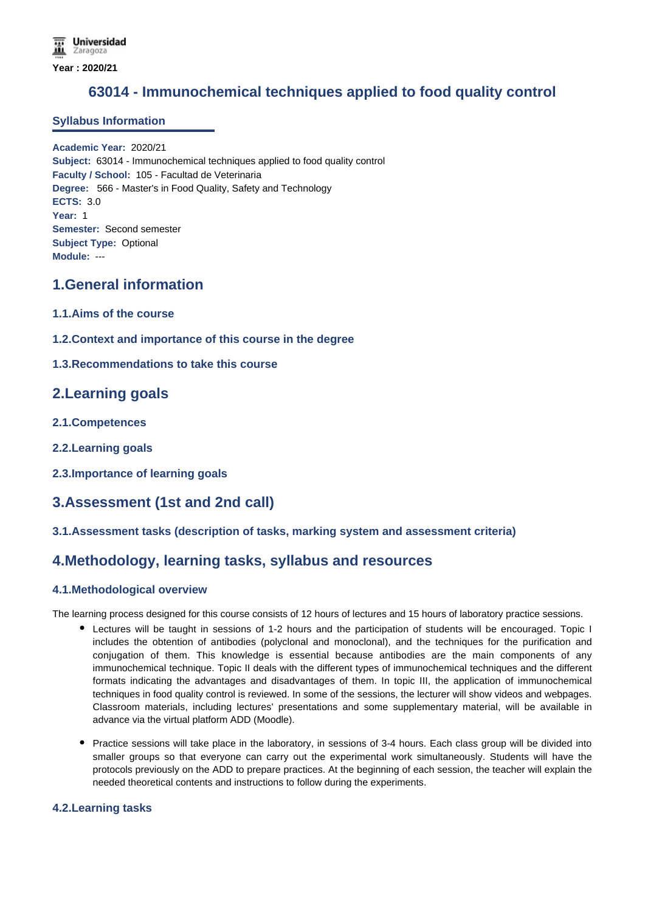Year : 2020/21

# 63014 - Immunochemical techniques applied to food quality control

## Syllabus Information

**Academic Year:** 2020/21
**Subject:** 63014 - Immunochemical techniques applied to food quality control
**Faculty / School:** 105 - Facultad de Veterinaria
**Degree:** 566 - Master's in Food Quality, Safety and Technology
**ECTS:** 3.0
**Year:** 1
**Semester:** Second semester
**Subject Type:** Optional
**Module:** ---

## 1.General information

### 1.1.Aims of the course

### 1.2.Context and importance of this course in the degree

### 1.3.Recommendations to take this course

## 2.Learning goals

### 2.1.Competences

### 2.2.Learning goals

### 2.3.Importance of learning goals

## 3.Assessment (1st and 2nd call)

### 3.1.Assessment tasks (description of tasks, marking system and assessment criteria)

## 4.Methodology, learning tasks, syllabus and resources

### 4.1.Methodological overview

The learning process designed for this course consists of 12 hours of lectures and 15 hours of laboratory practice sessions.

- Lectures will be taught in sessions of 1-2 hours and the participation of students will be encouraged. Topic I includes the obtention of antibodies (polyclonal and monoclonal), and the techniques for the purification and conjugation of them. This knowledge is essential because antibodies are the main components of any immunochemical technique. Topic II deals with the different types of immunochemical techniques and the different formats indicating the advantages and disadvantages of them. In topic III, the application of immunochemical techniques in food quality control is reviewed. In some of the sessions, the lecturer will show videos and webpages. Classroom materials, including lectures' presentations and some supplementary material, will be available in advance via the virtual platform ADD (Moodle).
- Practice sessions will take place in the laboratory, in sessions of 3-4 hours. Each class group will be divided into smaller groups so that everyone can carry out the experimental work simultaneously. Students will have the protocols previously on the ADD to prepare practices. At the beginning of each session, the teacher will explain the needed theoretical contents and instructions to follow during the experiments.

### 4.2.Learning tasks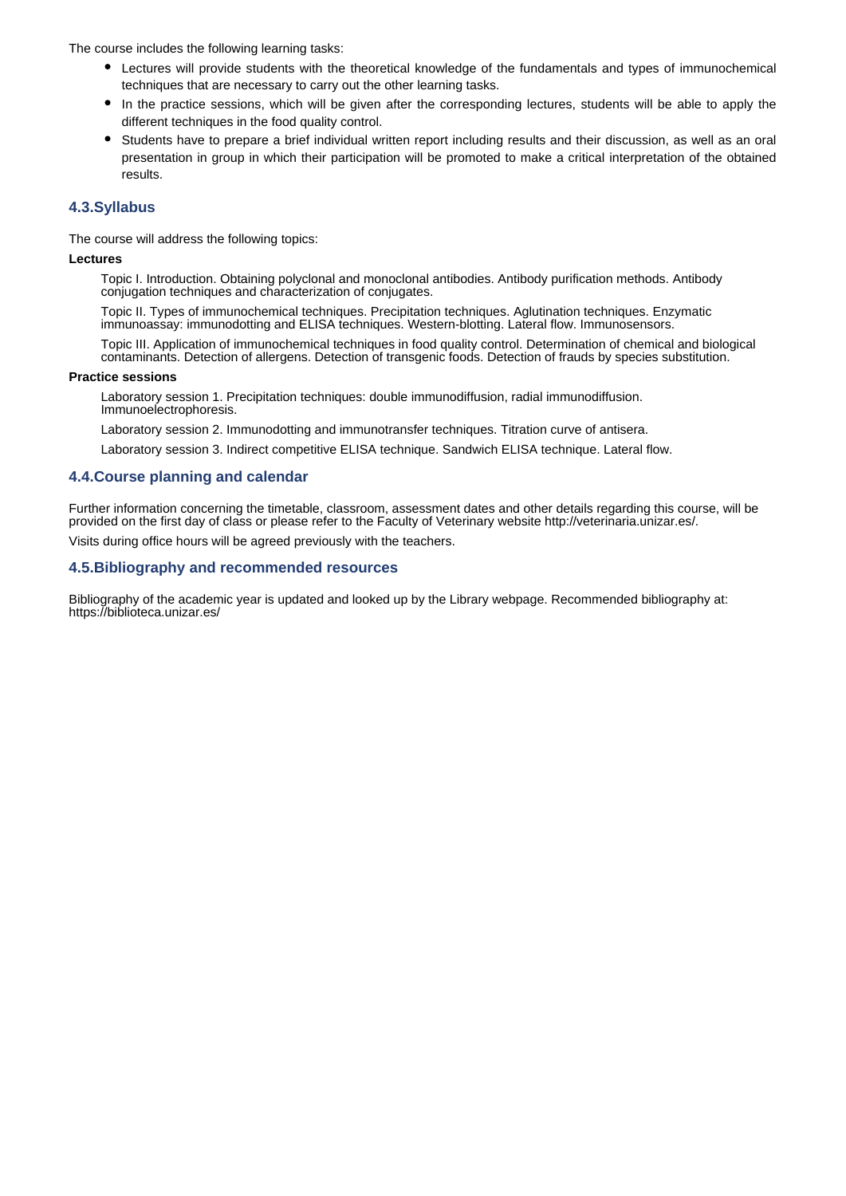The course includes the following learning tasks:

- Lectures will provide students with the theoretical knowledge of the fundamentals and types of immunochemical techniques that are necessary to carry out the other learning tasks.
- In the practice sessions, which will be given after the corresponding lectures, students will be able to apply the different techniques in the food quality control.
- Students have to prepare a brief individual written report including results and their discussion, as well as an oral presentation in group in which their participation will be promoted to make a critical interpretation of the obtained results.

### 4.3.Syllabus

The course will address the following topics:

**Lectures**

Topic I. Introduction. Obtaining polyclonal and monoclonal antibodies. Antibody purification methods. Antibody conjugation techniques and characterization of conjugates.

Topic II. Types of immunochemical techniques. Precipitation techniques. Aglutination techniques. Enzymatic immunoassay: immunodotting and ELISA techniques. Western-blotting. Lateral flow. Immunosensors.

Topic III. Application of immunochemical techniques in food quality control. Determination of chemical and biological contaminants. Detection of allergens. Detection of transgenic foods. Detection of frauds by species substitution.

**Practice sessions**

Laboratory session 1. Precipitation techniques: double immunodiffusion, radial immunodiffusion. Immunoelectrophoresis.

Laboratory session 2. Immunodotting and immunotransfer techniques. Titration curve of antisera.

Laboratory session 3. Indirect competitive ELISA technique. Sandwich ELISA technique. Lateral flow.

### 4.4.Course planning and calendar

Further information concerning the timetable, classroom, assessment dates and other details regarding this course, will be provided on the first day of class or please refer to the Faculty of Veterinary website http://veterinaria.unizar.es/.

Visits during office hours will be agreed previously with the teachers.

### 4.5.Bibliography and recommended resources

Bibliography of the academic year is updated and looked up by the Library webpage. Recommended bibliography at: https://biblioteca.unizar.es/